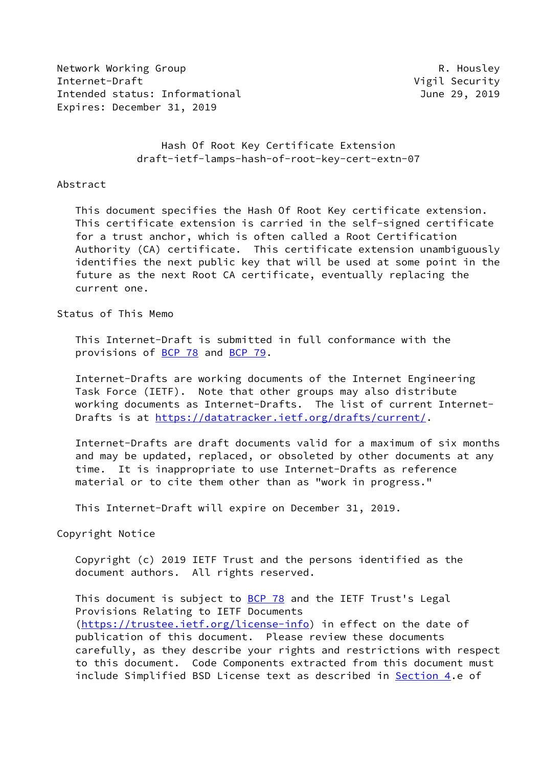Network Working Group R. Housley
Internet-Draft Vigil Security
Intended status: Informational June 29, 2019
Expires: December 31, 2019

# Hash Of Root Key Certificate Extension
## draft-ietf-lamps-hash-of-root-key-cert-extn-07

## Abstract

This document specifies the Hash Of Root Key certificate extension. This certificate extension is carried in the self-signed certificate for a trust anchor, which is often called a Root Certification Authority (CA) certificate. This certificate extension unambiguously identifies the next public key that will be used at some point in the future as the next Root CA certificate, eventually replacing the current one.

## Status of This Memo

This Internet-Draft is submitted in full conformance with the provisions of BCP 78 and BCP 79.

Internet-Drafts are working documents of the Internet Engineering Task Force (IETF). Note that other groups may also distribute working documents as Internet-Drafts. The list of current Internet-Drafts is at https://datatracker.ietf.org/drafts/current/.

Internet-Drafts are draft documents valid for a maximum of six months and may be updated, replaced, or obsoleted by other documents at any time. It is inappropriate to use Internet-Drafts as reference material or to cite them other than as "work in progress."

This Internet-Draft will expire on December 31, 2019.

## Copyright Notice

Copyright (c) 2019 IETF Trust and the persons identified as the document authors. All rights reserved.

This document is subject to BCP 78 and the IETF Trust's Legal Provisions Relating to IETF Documents (https://trustee.ietf.org/license-info) in effect on the date of publication of this document. Please review these documents carefully, as they describe your rights and restrictions with respect to this document. Code Components extracted from this document must include Simplified BSD License text as described in Section 4.e of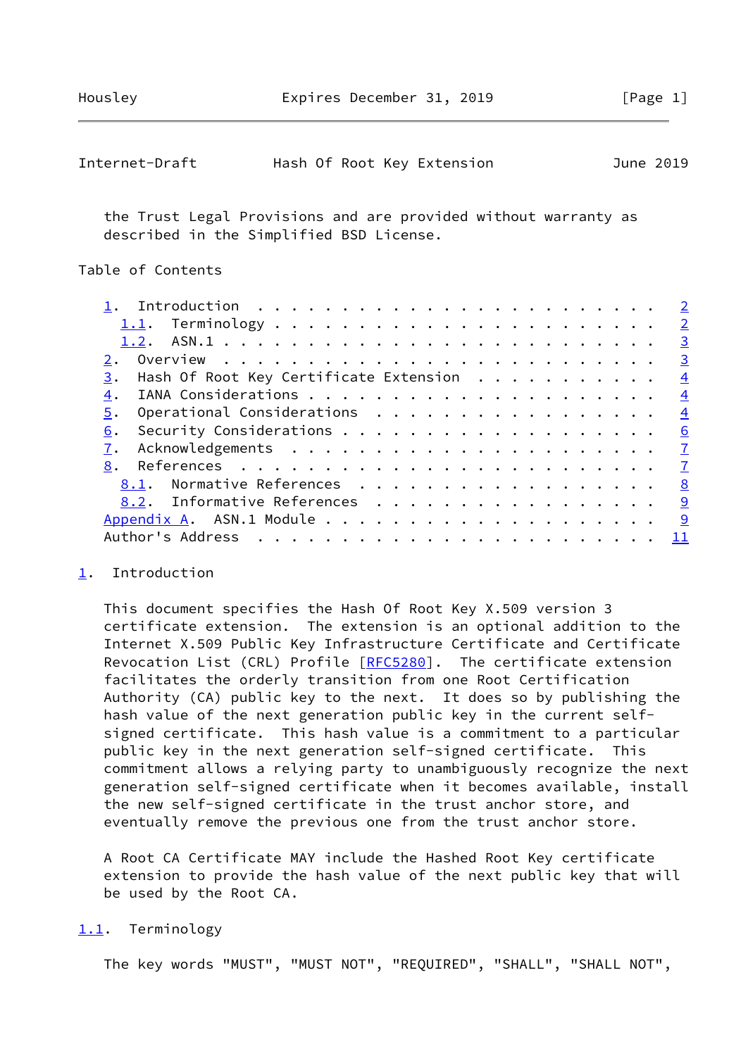the Trust Legal Provisions and are provided without warranty as described in the Simplified BSD License.

Table of Contents

- 1. Introduction . . . . . . . . . . . . . . . . . . . . . . . . 2
  - 1.1. Terminology . . . . . . . . . . . . . . . . . . . . . . 2
  - 1.2. ASN.1 . . . . . . . . . . . . . . . . . . . . . . . . . 3
- 2. Overview . . . . . . . . . . . . . . . . . . . . . . . . . . 3
- 3. Hash Of Root Key Certificate Extension . . . . . . . . . . . 4
- 4. IANA Considerations . . . . . . . . . . . . . . . . . . . . . 4
- 5. Operational Considerations . . . . . . . . . . . . . . . . . 4
- 6. Security Considerations . . . . . . . . . . . . . . . . . . . 6
- 7. Acknowledgements . . . . . . . . . . . . . . . . . . . . . . 7
- 8. References . . . . . . . . . . . . . . . . . . . . . . . . . 7
  - 8.1. Normative References . . . . . . . . . . . . . . . . . . 8
  - 8.2. Informative References . . . . . . . . . . . . . . . . . 9
- Appendix A. ASN.1 Module . . . . . . . . . . . . . . . . . . . . 9
- Author's Address . . . . . . . . . . . . . . . . . . . . . . . . 11

## 1. Introduction

This document specifies the Hash Of Root Key X.509 version 3 certificate extension. The extension is an optional addition to the Internet X.509 Public Key Infrastructure Certificate and Certificate Revocation List (CRL) Profile [RFC5280]. The certificate extension facilitates the orderly transition from one Root Certification Authority (CA) public key to the next. It does so by publishing the hash value of the next generation public key in the current self-signed certificate. This hash value is a commitment to a particular public key in the next generation self-signed certificate. This commitment allows a relying party to unambiguously recognize the next generation self-signed certificate when it becomes available, install the new self-signed certificate in the trust anchor store, and eventually remove the previous one from the trust anchor store.

A Root CA Certificate MAY include the Hashed Root Key certificate extension to provide the hash value of the next public key that will be used by the Root CA.

### 1.1. Terminology

The key words "MUST", "MUST NOT", "REQUIRED", "SHALL", "SHALL NOT",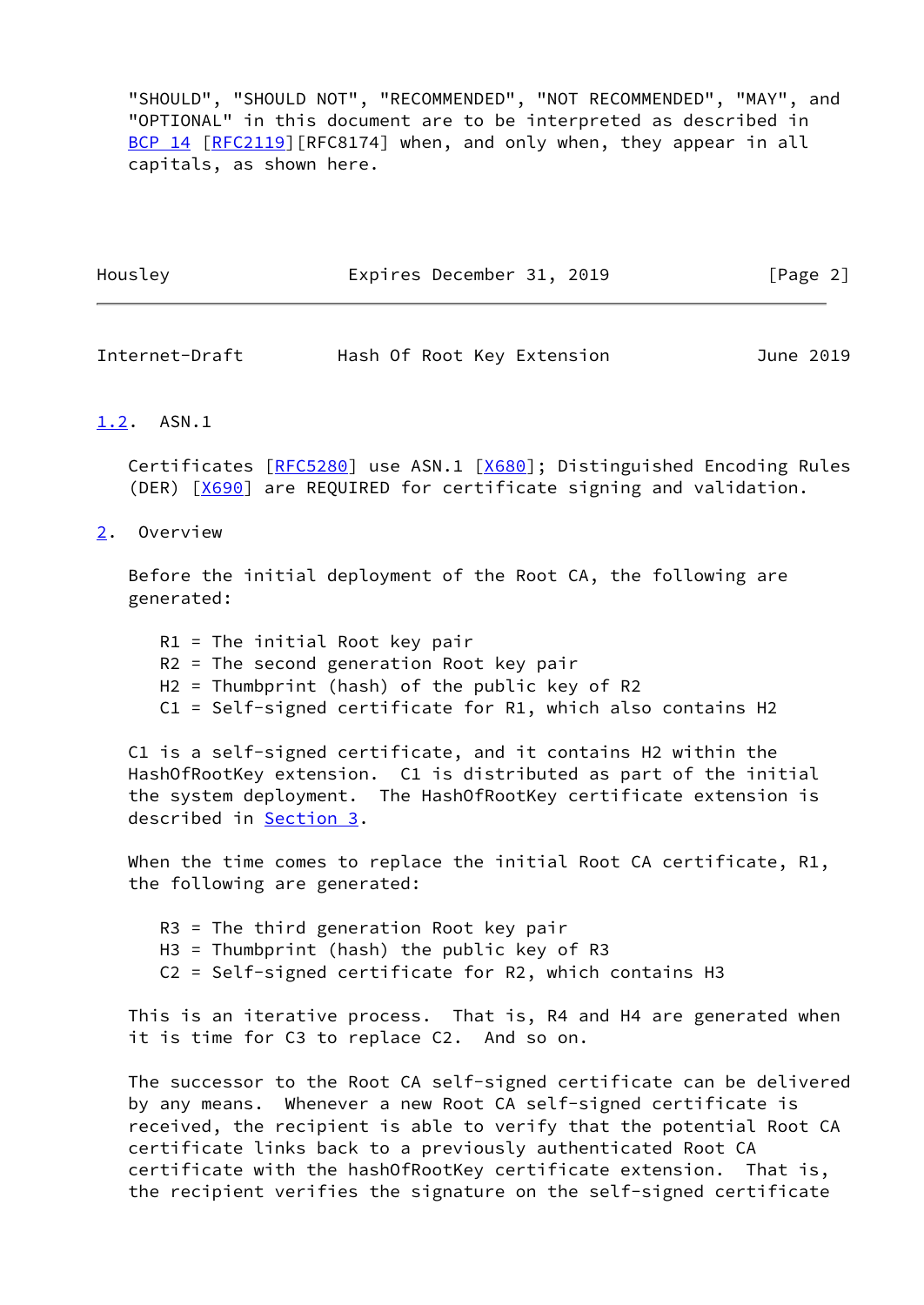"SHOULD", "SHOULD NOT", "RECOMMENDED", "NOT RECOMMENDED", "MAY", and "OPTIONAL" in this document are to be interpreted as described in BCP 14 [RFC2119][RFC8174] when, and only when, they appear in all capitals, as shown here.

### 1.2. ASN.1

Certificates [RFC5280] use ASN.1 [X680]; Distinguished Encoding Rules (DER) [X690] are REQUIRED for certificate signing and validation.

## 2. Overview

Before the initial deployment of the Root CA, the following are generated:

```
R1 = The initial Root key pair
R2 = The second generation Root key pair
H2 = Thumbprint (hash) of the public key of R2
C1 = Self-signed certificate for R1, which also contains H2
```

C1 is a self-signed certificate, and it contains H2 within the HashOfRootKey extension. C1 is distributed as part of the initial the system deployment. The HashOfRootKey certificate extension is described in Section 3.

When the time comes to replace the initial Root CA certificate, R1, the following are generated:

```
R3 = The third generation Root key pair
H3 = Thumbprint (hash) the public key of R3
C2 = Self-signed certificate for R2, which contains H3
```

This is an iterative process. That is, R4 and H4 are generated when it is time for C3 to replace C2. And so on.

The successor to the Root CA self-signed certificate can be delivered by any means. Whenever a new Root CA self-signed certificate is received, the recipient is able to verify that the potential Root CA certificate links back to a previously authenticated Root CA certificate with the hashOfRootKey certificate extension. That is, the recipient verifies the signature on the self-signed certificate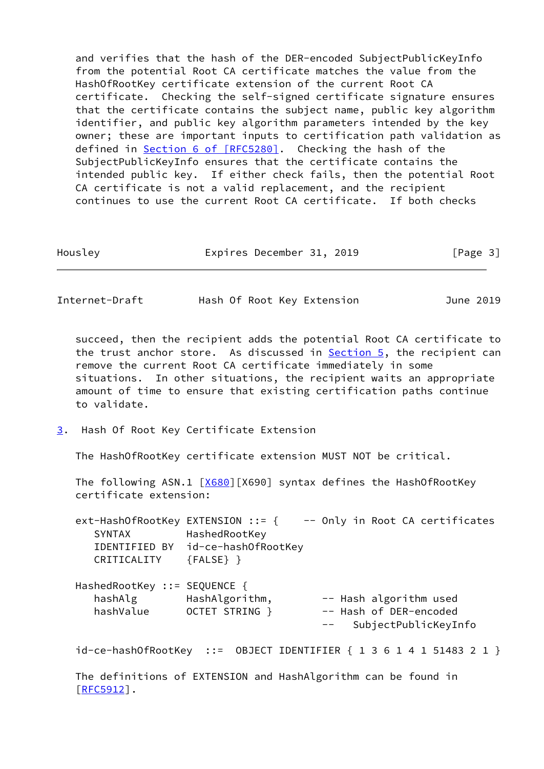and verifies that the hash of the DER-encoded SubjectPublicKeyInfo from the potential Root CA certificate matches the value from the HashOfRootKey certificate extension of the current Root CA certificate. Checking the self-signed certificate signature ensures that the certificate contains the subject name, public key algorithm identifier, and public key algorithm parameters intended by the key owner; these are important inputs to certification path validation as defined in Section 6 of [RFC5280]. Checking the hash of the SubjectPublicKeyInfo ensures that the certificate contains the intended public key. If either check fails, then the potential Root CA certificate is not a valid replacement, and the recipient continues to use the current Root CA certificate. If both checks succeed, then the recipient adds the potential Root CA certificate to the trust anchor store. As discussed in Section 5, the recipient can remove the current Root CA certificate immediately in some situations. In other situations, the recipient waits an appropriate amount of time to ensure that existing certification paths continue to validate.

## 3. Hash Of Root Key Certificate Extension

The HashOfRootKey certificate extension MUST NOT be critical.

The following ASN.1 [X680][X690] syntax defines the HashOfRootKey certificate extension:

```
ext-HashOfRootKey EXTENSION ::= {    -- Only in Root CA certificates
   SYNTAX         HashedRootKey
   IDENTIFIED BY  id-ce-hashOfRootKey
   CRITICALITY    {FALSE} }

HashedRootKey ::= SEQUENCE {
   hashAlg        HashAlgorithm,        -- Hash algorithm used
   hashValue      OCTET STRING }        -- Hash of DER-encoded
                                        --   SubjectPublicKeyInfo

id-ce-hashOfRootKey  ::=  OBJECT IDENTIFIER { 1 3 6 1 4 1 51483 2 1 }
```

The definitions of EXTENSION and HashAlgorithm can be found in [RFC5912].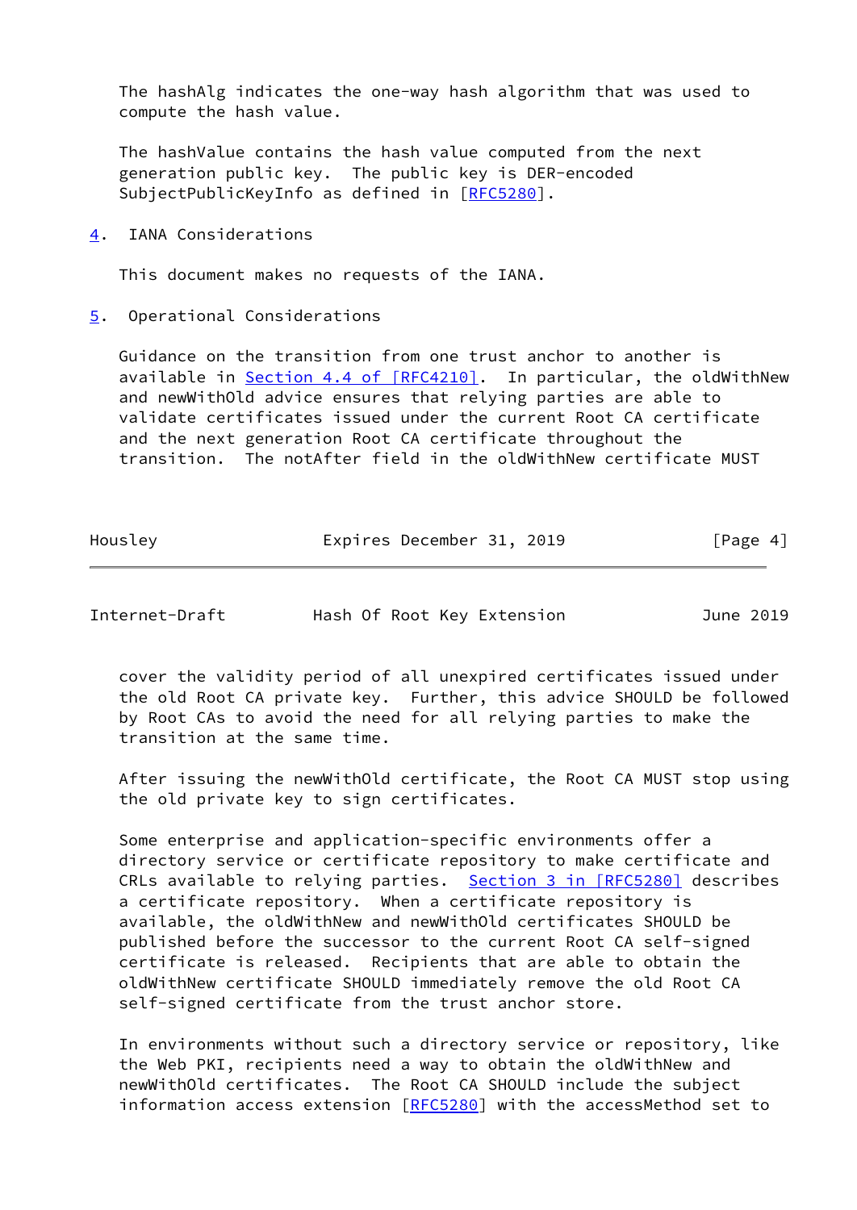The hashAlg indicates the one-way hash algorithm that was used to compute the hash value.

The hashValue contains the hash value computed from the next generation public key. The public key is DER-encoded SubjectPublicKeyInfo as defined in [RFC5280].

## 4. IANA Considerations

This document makes no requests of the IANA.

## 5. Operational Considerations

Guidance on the transition from one trust anchor to another is available in Section 4.4 of [RFC4210]. In particular, the oldWithNew and newWithOld advice ensures that relying parties are able to validate certificates issued under the current Root CA certificate and the next generation Root CA certificate throughout the transition. The notAfter field in the oldWithNew certificate MUST cover the validity period of all unexpired certificates issued under the old Root CA private key. Further, this advice SHOULD be followed by Root CAs to avoid the need for all relying parties to make the transition at the same time.

After issuing the newWithOld certificate, the Root CA MUST stop using the old private key to sign certificates.

Some enterprise and application-specific environments offer a directory service or certificate repository to make certificate and CRLs available to relying parties. Section 3 in [RFC5280] describes a certificate repository. When a certificate repository is available, the oldWithNew and newWithOld certificates SHOULD be published before the successor to the current Root CA self-signed certificate is released. Recipients that are able to obtain the oldWithNew certificate SHOULD immediately remove the old Root CA self-signed certificate from the trust anchor store.

In environments without such a directory service or repository, like the Web PKI, recipients need a way to obtain the oldWithNew and newWithOld certificates. The Root CA SHOULD include the subject information access extension [RFC5280] with the accessMethod set to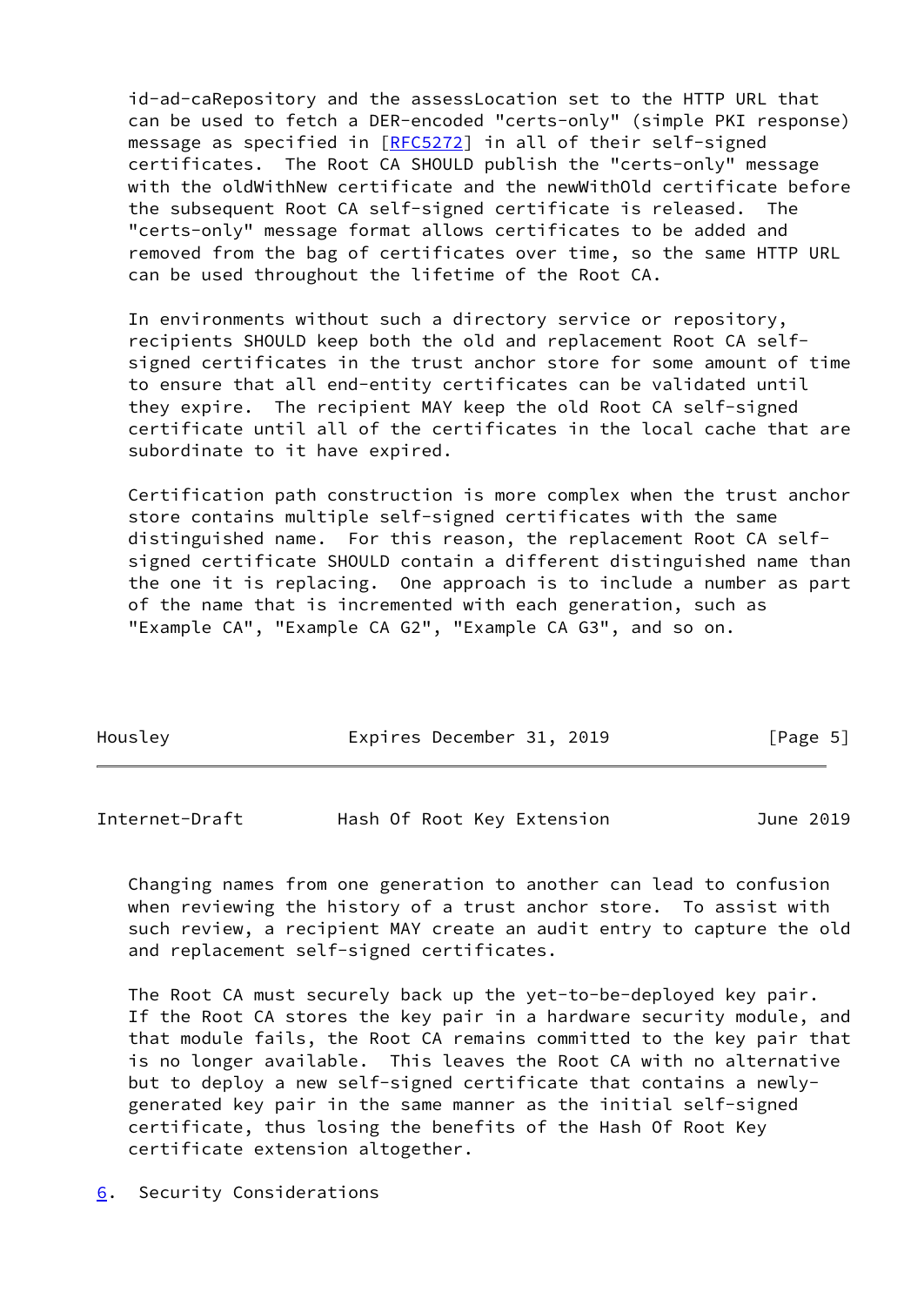id-ad-caRepository and the assessLocation set to the HTTP URL that can be used to fetch a DER-encoded "certs-only" (simple PKI response) message as specified in [RFC5272] in all of their self-signed certificates. The Root CA SHOULD publish the "certs-only" message with the oldWithNew certificate and the newWithOld certificate before the subsequent Root CA self-signed certificate is released. The "certs-only" message format allows certificates to be added and removed from the bag of certificates over time, so the same HTTP URL can be used throughout the lifetime of the Root CA.

In environments without such a directory service or repository, recipients SHOULD keep both the old and replacement Root CA self-signed certificates in the trust anchor store for some amount of time to ensure that all end-entity certificates can be validated until they expire. The recipient MAY keep the old Root CA self-signed certificate until all of the certificates in the local cache that are subordinate to it have expired.

Certification path construction is more complex when the trust anchor store contains multiple self-signed certificates with the same distinguished name. For this reason, the replacement Root CA self-signed certificate SHOULD contain a different distinguished name than the one it is replacing. One approach is to include a number as part of the name that is incremented with each generation, such as "Example CA", "Example CA G2", "Example CA G3", and so on.

Changing names from one generation to another can lead to confusion when reviewing the history of a trust anchor store. To assist with such review, a recipient MAY create an audit entry to capture the old and replacement self-signed certificates.

The Root CA must securely back up the yet-to-be-deployed key pair. If the Root CA stores the key pair in a hardware security module, and that module fails, the Root CA remains committed to the key pair that is no longer available. This leaves the Root CA with no alternative but to deploy a new self-signed certificate that contains a newly-generated key pair in the same manner as the initial self-signed certificate, thus losing the benefits of the Hash Of Root Key certificate extension altogether.

## 6. Security Considerations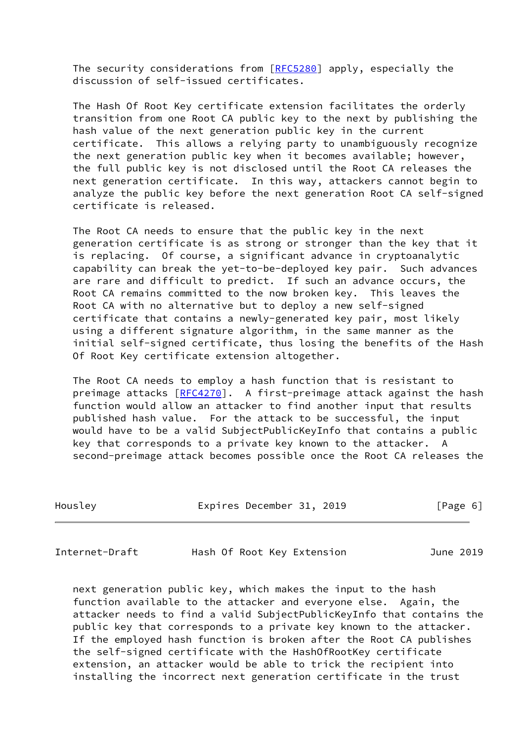The security considerations from [RFC5280] apply, especially the discussion of self-issued certificates.

The Hash Of Root Key certificate extension facilitates the orderly transition from one Root CA public key to the next by publishing the hash value of the next generation public key in the current certificate. This allows a relying party to unambiguously recognize the next generation public key when it becomes available; however, the full public key is not disclosed until the Root CA releases the next generation certificate. In this way, attackers cannot begin to analyze the public key before the next generation Root CA self-signed certificate is released.

The Root CA needs to ensure that the public key in the next generation certificate is as strong or stronger than the key that it is replacing. Of course, a significant advance in cryptoanalytic capability can break the yet-to-be-deployed key pair. Such advances are rare and difficult to predict. If such an advance occurs, the Root CA remains committed to the now broken key. This leaves the Root CA with no alternative but to deploy a new self-signed certificate that contains a newly-generated key pair, most likely using a different signature algorithm, in the same manner as the initial self-signed certificate, thus losing the benefits of the Hash Of Root Key certificate extension altogether.

The Root CA needs to employ a hash function that is resistant to preimage attacks [RFC4270]. A first-preimage attack against the hash function would allow an attacker to find another input that results published hash value. For the attack to be successful, the input would have to be a valid SubjectPublicKeyInfo that contains a public key that corresponds to a private key known to the attacker. A second-preimage attack becomes possible once the Root CA releases the next generation public key, which makes the input to the hash function available to the attacker and everyone else. Again, the attacker needs to find a valid SubjectPublicKeyInfo that contains the public key that corresponds to a private key known to the attacker. If the employed hash function is broken after the Root CA publishes the self-signed certificate with the HashOfRootKey certificate extension, an attacker would be able to trick the recipient into installing the incorrect next generation certificate in the trust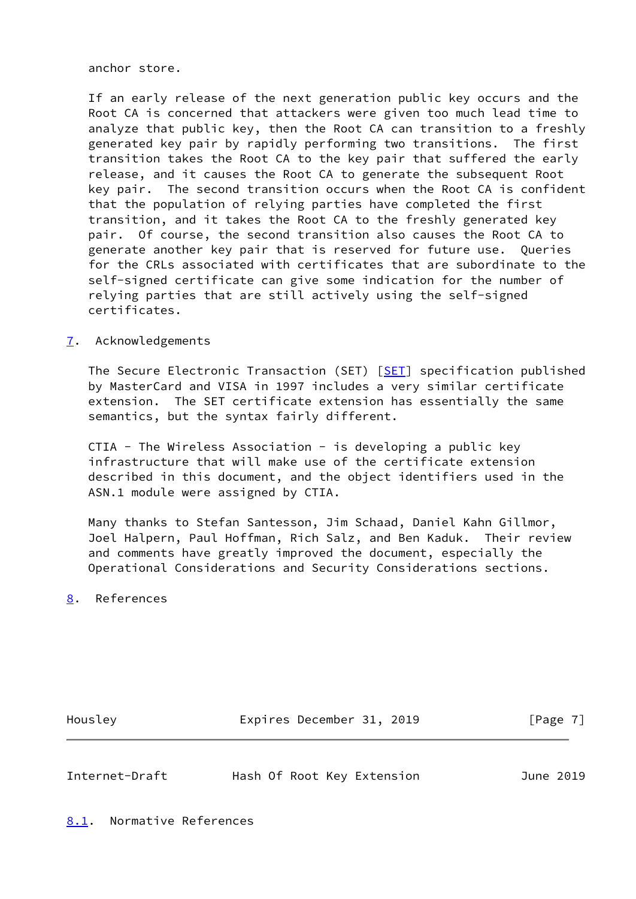anchor store.

If an early release of the next generation public key occurs and the Root CA is concerned that attackers were given too much lead time to analyze that public key, then the Root CA can transition to a freshly generated key pair by rapidly performing two transitions. The first transition takes the Root CA to the key pair that suffered the early release, and it causes the Root CA to generate the subsequent Root key pair. The second transition occurs when the Root CA is confident that the population of relying parties have completed the first transition, and it takes the Root CA to the freshly generated key pair. Of course, the second transition also causes the Root CA to generate another key pair that is reserved for future use. Queries for the CRLs associated with certificates that are subordinate to the self-signed certificate can give some indication for the number of relying parties that are still actively using the self-signed certificates.

## 7. Acknowledgements

The Secure Electronic Transaction (SET) [SET] specification published by MasterCard and VISA in 1997 includes a very similar certificate extension. The SET certificate extension has essentially the same semantics, but the syntax fairly different.

CTIA - The Wireless Association - is developing a public key infrastructure that will make use of the certificate extension described in this document, and the object identifiers used in the ASN.1 module were assigned by CTIA.

Many thanks to Stefan Santesson, Jim Schaad, Daniel Kahn Gillmor, Joel Halpern, Paul Hoffman, Rich Salz, and Ben Kaduk. Their review and comments have greatly improved the document, especially the Operational Considerations and Security Considerations sections.

## 8. References

### 8.1. Normative References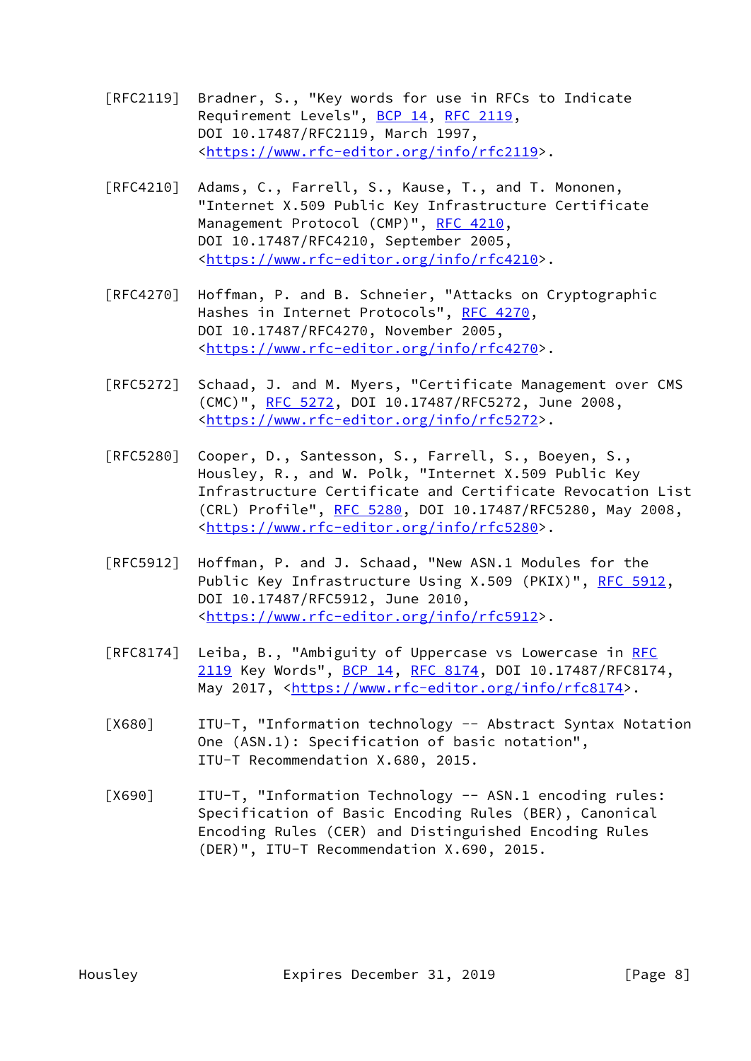[RFC2119] Bradner, S., "Key words for use in RFCs to Indicate Requirement Levels", BCP 14, RFC 2119, DOI 10.17487/RFC2119, March 1997, <https://www.rfc-editor.org/info/rfc2119>.

[RFC4210] Adams, C., Farrell, S., Kause, T., and T. Mononen, "Internet X.509 Public Key Infrastructure Certificate Management Protocol (CMP)", RFC 4210, DOI 10.17487/RFC4210, September 2005, <https://www.rfc-editor.org/info/rfc4210>.

[RFC4270] Hoffman, P. and B. Schneier, "Attacks on Cryptographic Hashes in Internet Protocols", RFC 4270, DOI 10.17487/RFC4270, November 2005, <https://www.rfc-editor.org/info/rfc4270>.

[RFC5272] Schaad, J. and M. Myers, "Certificate Management over CMS (CMC)", RFC 5272, DOI 10.17487/RFC5272, June 2008, <https://www.rfc-editor.org/info/rfc5272>.

[RFC5280] Cooper, D., Santesson, S., Farrell, S., Boeyen, S., Housley, R., and W. Polk, "Internet X.509 Public Key Infrastructure Certificate and Certificate Revocation List (CRL) Profile", RFC 5280, DOI 10.17487/RFC5280, May 2008, <https://www.rfc-editor.org/info/rfc5280>.

[RFC5912] Hoffman, P. and J. Schaad, "New ASN.1 Modules for the Public Key Infrastructure Using X.509 (PKIX)", RFC 5912, DOI 10.17487/RFC5912, June 2010, <https://www.rfc-editor.org/info/rfc5912>.

[RFC8174] Leiba, B., "Ambiguity of Uppercase vs Lowercase in RFC 2119 Key Words", BCP 14, RFC 8174, DOI 10.17487/RFC8174, May 2017, <https://www.rfc-editor.org/info/rfc8174>.

[X680] ITU-T, "Information technology -- Abstract Syntax Notation One (ASN.1): Specification of basic notation", ITU-T Recommendation X.680, 2015.

[X690] ITU-T, "Information Technology -- ASN.1 encoding rules: Specification of Basic Encoding Rules (BER), Canonical Encoding Rules (CER) and Distinguished Encoding Rules (DER)", ITU-T Recommendation X.690, 2015.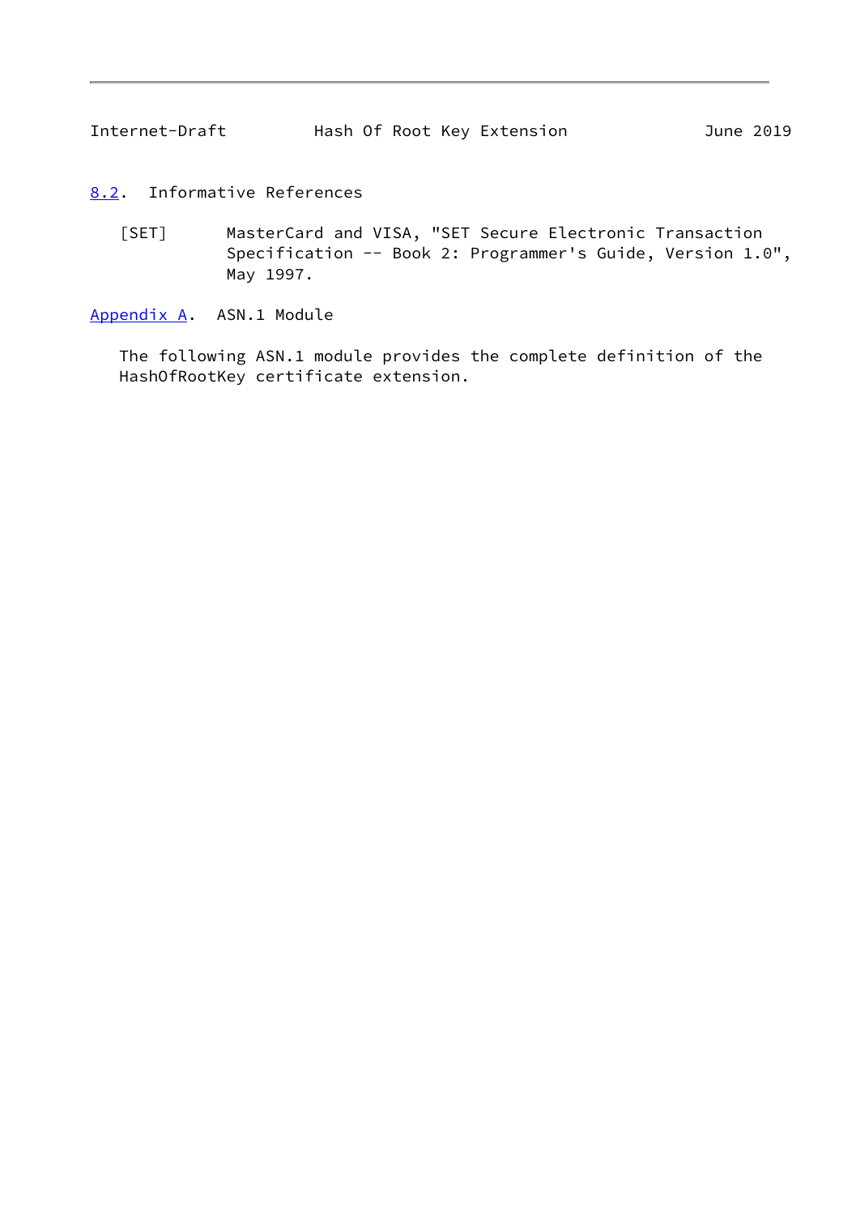## 8.2. Informative References

[SET] MasterCard and VISA, "SET Secure Electronic Transaction Specification -- Book 2: Programmer's Guide, Version 1.0", May 1997.

# Appendix A. ASN.1 Module

The following ASN.1 module provides the complete definition of the HashOfRootKey certificate extension.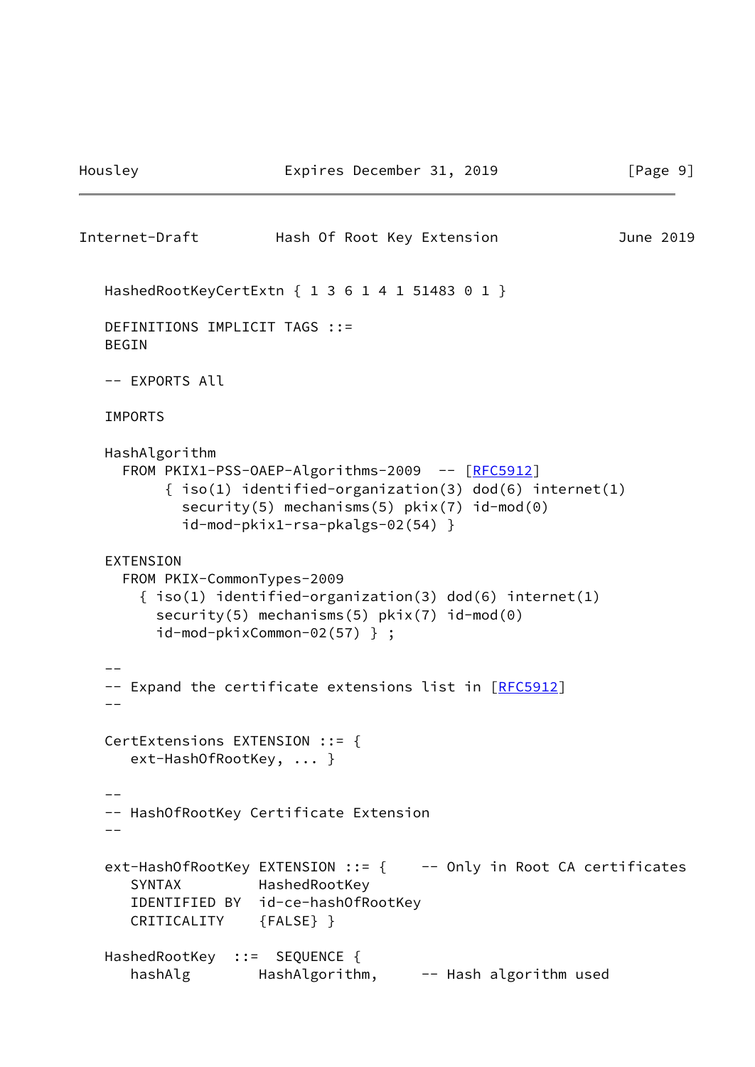```
   HashedRootKeyCertExtn { 1 3 6 1 4 1 51483 0 1 }

   DEFINITIONS IMPLICIT TAGS ::=
   BEGIN

   -- EXPORTS All

   IMPORTS

   HashAlgorithm
     FROM PKIX1-PSS-OAEP-Algorithms-2009  -- [RFC5912]
          { iso(1) identified-organization(3) dod(6) internet(1)
            security(5) mechanisms(5) pkix(7) id-mod(0)
            id-mod-pkix1-rsa-pkalgs-02(54) }

   EXTENSION
     FROM PKIX-CommonTypes-2009
       { iso(1) identified-organization(3) dod(6) internet(1)
         security(5) mechanisms(5) pkix(7) id-mod(0)
         id-mod-pkixCommon-02(57) } ;

   --
   -- Expand the certificate extensions list in [RFC5912]
   --

   CertExtensions EXTENSION ::= {
      ext-HashOfRootKey, ... }

   --
   -- HashOfRootKey Certificate Extension
   --

   ext-HashOfRootKey EXTENSION ::= {    -- Only in Root CA certificates
      SYNTAX         HashedRootKey
      IDENTIFIED BY  id-ce-hashOfRootKey
      CRITICALITY    {FALSE} }

   HashedRootKey  ::=  SEQUENCE {
      hashAlg        HashAlgorithm,     -- Hash algorithm used
```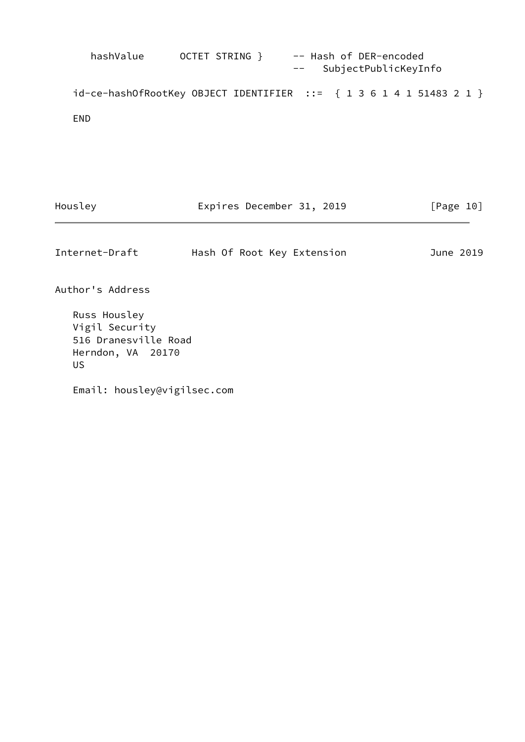```
     hashValue      OCTET STRING }     -- Hash of DER-encoded
                                       --   SubjectPublicKeyInfo

  id-ce-hashOfRootKey OBJECT IDENTIFIER  ::=  { 1 3 6 1 4 1 51483 2 1 }

  END
```

## Author's Address

Russ Housley
Vigil Security
516 Dranesville Road
Herndon, VA  20170
US

Email: housley@vigilsec.com